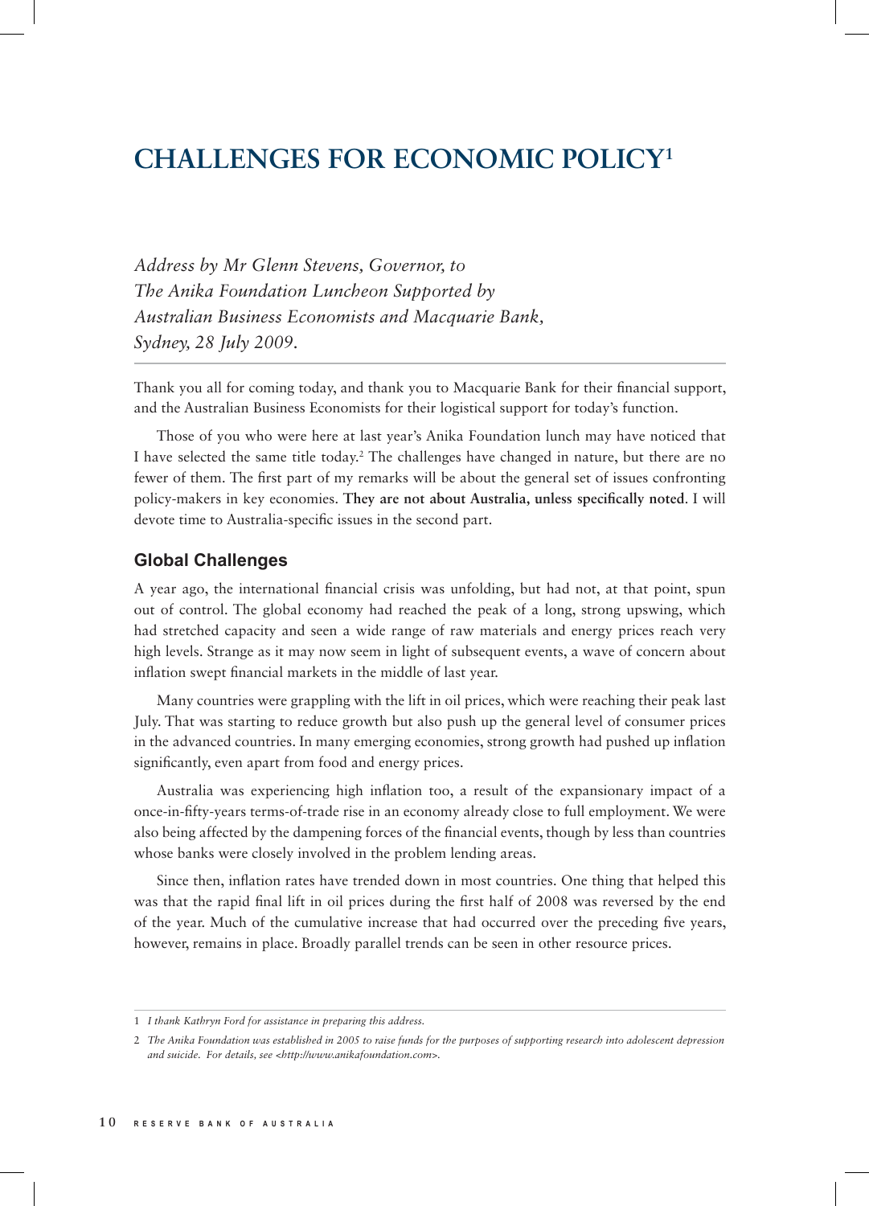# CHALLENGES FOR ECONOMIC POLICY[1]

*Address by Mr Glenn Stevens, Governor, to The Anika Foundation Luncheon Supported by Australian Business Economists and Macquarie Bank, Sydney, 28 July 2009.*

Thank you all for coming today, and thank you to Macquarie Bank for their financial support, and the Australian Business Economists for their logistical support for today's function.

Those of you who were here at last year's Anika Foundation lunch may have noticed that I have selected the same title today.[2] The challenges have changed in nature, but there are no fewer of them. The first part of my remarks will be about the general set of issues confronting policy-makers in key economies. **They are not about Australia, unless specifically noted**. I will devote time to Australia-specific issues in the second part.

## Global Challenges

A year ago, the international financial crisis was unfolding, but had not, at that point, spun out of control. The global economy had reached the peak of a long, strong upswing, which had stretched capacity and seen a wide range of raw materials and energy prices reach very high levels. Strange as it may now seem in light of subsequent events, a wave of concern about inflation swept financial markets in the middle of last year.

Many countries were grappling with the lift in oil prices, which were reaching their peak last July. That was starting to reduce growth but also push up the general level of consumer prices in the advanced countries. In many emerging economies, strong growth had pushed up inflation significantly, even apart from food and energy prices.

Australia was experiencing high inflation too, a result of the expansionary impact of a once-in-fifty-years terms-of-trade rise in an economy already close to full employment. We were also being affected by the dampening forces of the financial events, though by less than countries whose banks were closely involved in the problem lending areas.

Since then, inflation rates have trended down in most countries. One thing that helped this was that the rapid final lift in oil prices during the first half of 2008 was reversed by the end of the year. Much of the cumulative increase that had occurred over the preceding five years, however, remains in place. Broadly parallel trends can be seen in other resource prices.

---

1 *I thank Kathryn Ford for assistance in preparing this address.*

2 *The Anika Foundation was established in 2005 to raise funds for the purposes of supporting research into adolescent depression and suicide. For details, see <http://www.anikafoundation.com>.*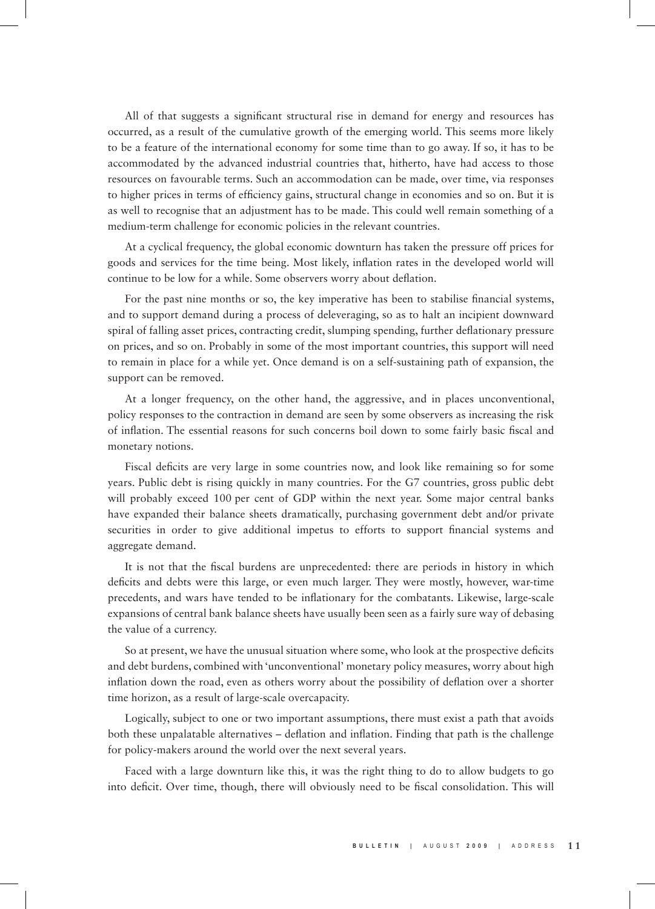All of that suggests a significant structural rise in demand for energy and resources has occurred, as a result of the cumulative growth of the emerging world. This seems more likely to be a feature of the international economy for some time than to go away. If so, it has to be accommodated by the advanced industrial countries that, hitherto, have had access to those resources on favourable terms. Such an accommodation can be made, over time, via responses to higher prices in terms of efficiency gains, structural change in economies and so on. But it is as well to recognise that an adjustment has to be made. This could well remain something of a medium-term challenge for economic policies in the relevant countries.

At a cyclical frequency, the global economic downturn has taken the pressure off prices for goods and services for the time being. Most likely, inflation rates in the developed world will continue to be low for a while. Some observers worry about deflation.

For the past nine months or so, the key imperative has been to stabilise financial systems, and to support demand during a process of deleveraging, so as to halt an incipient downward spiral of falling asset prices, contracting credit, slumping spending, further deflationary pressure on prices, and so on. Probably in some of the most important countries, this support will need to remain in place for a while yet. Once demand is on a self-sustaining path of expansion, the support can be removed.

At a longer frequency, on the other hand, the aggressive, and in places unconventional, policy responses to the contraction in demand are seen by some observers as increasing the risk of inflation. The essential reasons for such concerns boil down to some fairly basic fiscal and monetary notions.

Fiscal deficits are very large in some countries now, and look like remaining so for some years. Public debt is rising quickly in many countries. For the G7 countries, gross public debt will probably exceed 100 per cent of GDP within the next year. Some major central banks have expanded their balance sheets dramatically, purchasing government debt and/or private securities in order to give additional impetus to efforts to support financial systems and aggregate demand.

It is not that the fiscal burdens are unprecedented: there are periods in history in which deficits and debts were this large, or even much larger. They were mostly, however, war-time precedents, and wars have tended to be inflationary for the combatants. Likewise, large-scale expansions of central bank balance sheets have usually been seen as a fairly sure way of debasing the value of a currency.

So at present, we have the unusual situation where some, who look at the prospective deficits and debt burdens, combined with 'unconventional' monetary policy measures, worry about high inflation down the road, even as others worry about the possibility of deflation over a shorter time horizon, as a result of large-scale overcapacity.

Logically, subject to one or two important assumptions, there must exist a path that avoids both these unpalatable alternatives – deflation and inflation. Finding that path is the challenge for policy-makers around the world over the next several years.

Faced with a large downturn like this, it was the right thing to do to allow budgets to go into deficit. Over time, though, there will obviously need to be fiscal consolidation. This will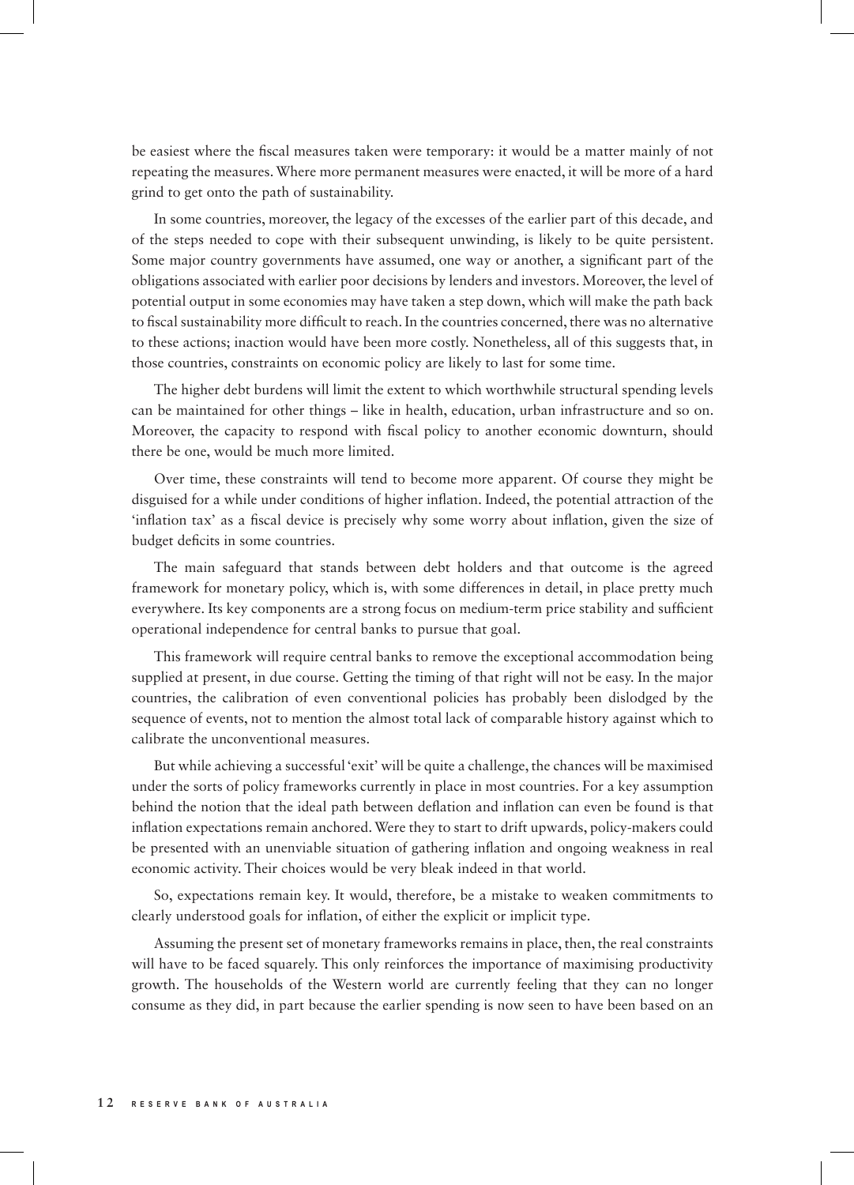be easiest where the fiscal measures taken were temporary: it would be a matter mainly of not repeating the measures. Where more permanent measures were enacted, it will be more of a hard grind to get onto the path of sustainability.

In some countries, moreover, the legacy of the excesses of the earlier part of this decade, and of the steps needed to cope with their subsequent unwinding, is likely to be quite persistent. Some major country governments have assumed, one way or another, a significant part of the obligations associated with earlier poor decisions by lenders and investors. Moreover, the level of potential output in some economies may have taken a step down, which will make the path back to fiscal sustainability more difficult to reach. In the countries concerned, there was no alternative to these actions; inaction would have been more costly. Nonetheless, all of this suggests that, in those countries, constraints on economic policy are likely to last for some time.

The higher debt burdens will limit the extent to which worthwhile structural spending levels can be maintained for other things – like in health, education, urban infrastructure and so on. Moreover, the capacity to respond with fiscal policy to another economic downturn, should there be one, would be much more limited.

Over time, these constraints will tend to become more apparent. Of course they might be disguised for a while under conditions of higher inflation. Indeed, the potential attraction of the 'inflation tax' as a fiscal device is precisely why some worry about inflation, given the size of budget deficits in some countries.

The main safeguard that stands between debt holders and that outcome is the agreed framework for monetary policy, which is, with some differences in detail, in place pretty much everywhere. Its key components are a strong focus on medium-term price stability and sufficient operational independence for central banks to pursue that goal.

This framework will require central banks to remove the exceptional accommodation being supplied at present, in due course. Getting the timing of that right will not be easy. In the major countries, the calibration of even conventional policies has probably been dislodged by the sequence of events, not to mention the almost total lack of comparable history against which to calibrate the unconventional measures.

But while achieving a successful 'exit' will be quite a challenge, the chances will be maximised under the sorts of policy frameworks currently in place in most countries. For a key assumption behind the notion that the ideal path between deflation and inflation can even be found is that inflation expectations remain anchored. Were they to start to drift upwards, policy-makers could be presented with an unenviable situation of gathering inflation and ongoing weakness in real economic activity. Their choices would be very bleak indeed in that world.

So, expectations remain key. It would, therefore, be a mistake to weaken commitments to clearly understood goals for inflation, of either the explicit or implicit type.

Assuming the present set of monetary frameworks remains in place, then, the real constraints will have to be faced squarely. This only reinforces the importance of maximising productivity growth. The households of the Western world are currently feeling that they can no longer consume as they did, in part because the earlier spending is now seen to have been based on an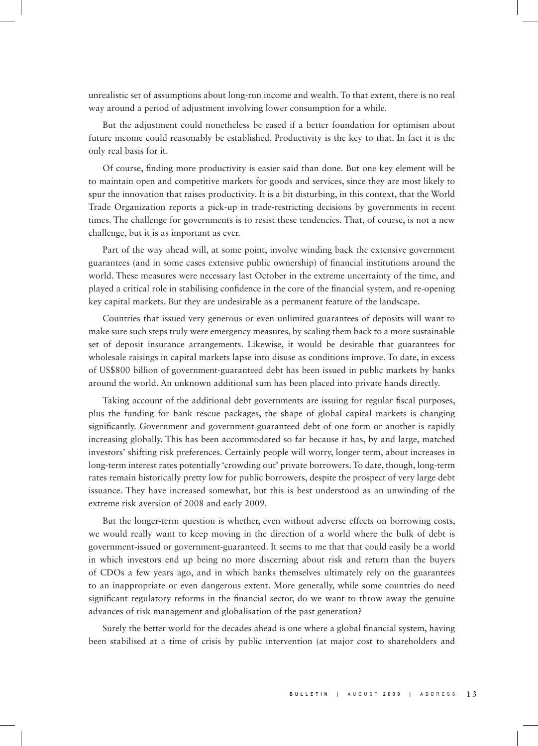unrealistic set of assumptions about long-run income and wealth. To that extent, there is no real way around a period of adjustment involving lower consumption for a while.

But the adjustment could nonetheless be eased if a better foundation for optimism about future income could reasonably be established. Productivity is the key to that. In fact it is the only real basis for it.

Of course, finding more productivity is easier said than done. But one key element will be to maintain open and competitive markets for goods and services, since they are most likely to spur the innovation that raises productivity. It is a bit disturbing, in this context, that the World Trade Organization reports a pick-up in trade-restricting decisions by governments in recent times. The challenge for governments is to resist these tendencies. That, of course, is not a new challenge, but it is as important as ever.

Part of the way ahead will, at some point, involve winding back the extensive government guarantees (and in some cases extensive public ownership) of financial institutions around the world. These measures were necessary last October in the extreme uncertainty of the time, and played a critical role in stabilising confidence in the core of the financial system, and re-opening key capital markets. But they are undesirable as a permanent feature of the landscape.

Countries that issued very generous or even unlimited guarantees of deposits will want to make sure such steps truly were emergency measures, by scaling them back to a more sustainable set of deposit insurance arrangements. Likewise, it would be desirable that guarantees for wholesale raisings in capital markets lapse into disuse as conditions improve. To date, in excess of US$800 billion of government-guaranteed debt has been issued in public markets by banks around the world. An unknown additional sum has been placed into private hands directly.

Taking account of the additional debt governments are issuing for regular fiscal purposes, plus the funding for bank rescue packages, the shape of global capital markets is changing significantly. Government and government-guaranteed debt of one form or another is rapidly increasing globally. This has been accommodated so far because it has, by and large, matched investors' shifting risk preferences. Certainly people will worry, longer term, about increases in long-term interest rates potentially 'crowding out' private borrowers. To date, though, long-term rates remain historically pretty low for public borrowers, despite the prospect of very large debt issuance. They have increased somewhat, but this is best understood as an unwinding of the extreme risk aversion of 2008 and early 2009.

But the longer-term question is whether, even without adverse effects on borrowing costs, we would really want to keep moving in the direction of a world where the bulk of debt is government-issued or government-guaranteed. It seems to me that that could easily be a world in which investors end up being no more discerning about risk and return than the buyers of CDOs a few years ago, and in which banks themselves ultimately rely on the guarantees to an inappropriate or even dangerous extent. More generally, while some countries do need significant regulatory reforms in the financial sector, do we want to throw away the genuine advances of risk management and globalisation of the past generation?

Surely the better world for the decades ahead is one where a global financial system, having been stabilised at a time of crisis by public intervention (at major cost to shareholders and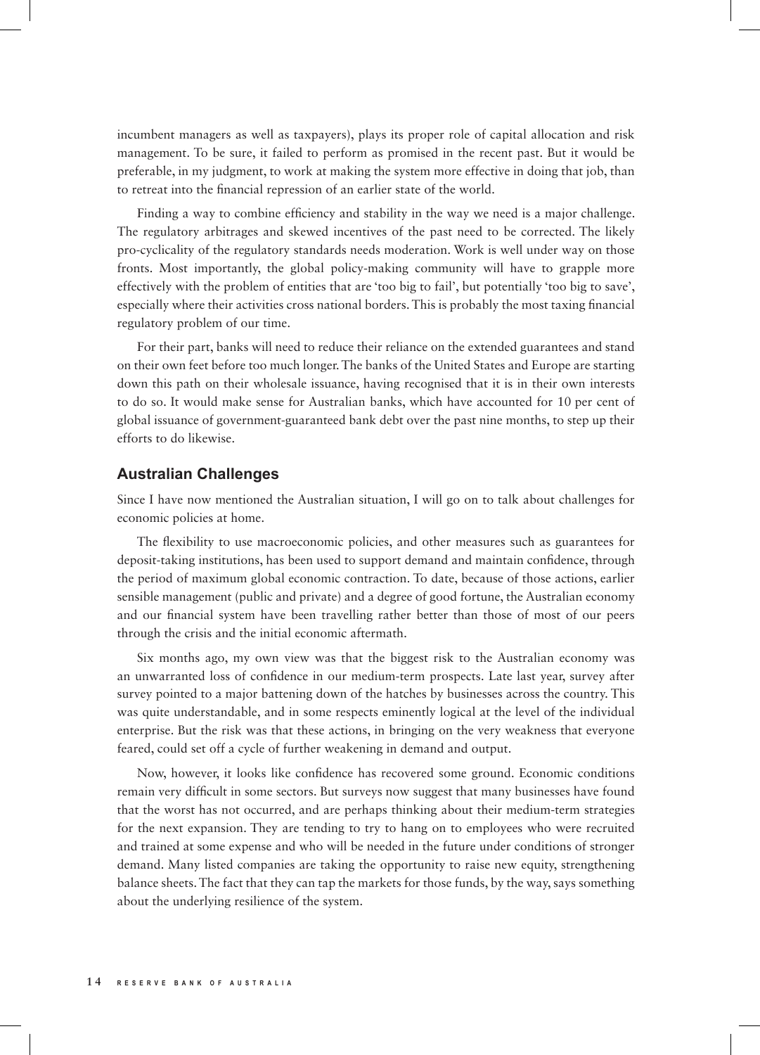incumbent managers as well as taxpayers), plays its proper role of capital allocation and risk management. To be sure, it failed to perform as promised in the recent past. But it would be preferable, in my judgment, to work at making the system more effective in doing that job, than to retreat into the financial repression of an earlier state of the world.

Finding a way to combine efficiency and stability in the way we need is a major challenge. The regulatory arbitrages and skewed incentives of the past need to be corrected. The likely pro-cyclicality of the regulatory standards needs moderation. Work is well under way on those fronts. Most importantly, the global policy-making community will have to grapple more effectively with the problem of entities that are 'too big to fail', but potentially 'too big to save', especially where their activities cross national borders. This is probably the most taxing financial regulatory problem of our time.

For their part, banks will need to reduce their reliance on the extended guarantees and stand on their own feet before too much longer. The banks of the United States and Europe are starting down this path on their wholesale issuance, having recognised that it is in their own interests to do so. It would make sense for Australian banks, which have accounted for 10 per cent of global issuance of government-guaranteed bank debt over the past nine months, to step up their efforts to do likewise.

## Australian Challenges

Since I have now mentioned the Australian situation, I will go on to talk about challenges for economic policies at home.

The flexibility to use macroeconomic policies, and other measures such as guarantees for deposit-taking institutions, has been used to support demand and maintain confidence, through the period of maximum global economic contraction. To date, because of those actions, earlier sensible management (public and private) and a degree of good fortune, the Australian economy and our financial system have been travelling rather better than those of most of our peers through the crisis and the initial economic aftermath.

Six months ago, my own view was that the biggest risk to the Australian economy was an unwarranted loss of confidence in our medium-term prospects. Late last year, survey after survey pointed to a major battening down of the hatches by businesses across the country. This was quite understandable, and in some respects eminently logical at the level of the individual enterprise. But the risk was that these actions, in bringing on the very weakness that everyone feared, could set off a cycle of further weakening in demand and output.

Now, however, it looks like confidence has recovered some ground. Economic conditions remain very difficult in some sectors. But surveys now suggest that many businesses have found that the worst has not occurred, and are perhaps thinking about their medium-term strategies for the next expansion. They are tending to try to hang on to employees who were recruited and trained at some expense and who will be needed in the future under conditions of stronger demand. Many listed companies are taking the opportunity to raise new equity, strengthening balance sheets. The fact that they can tap the markets for those funds, by the way, says something about the underlying resilience of the system.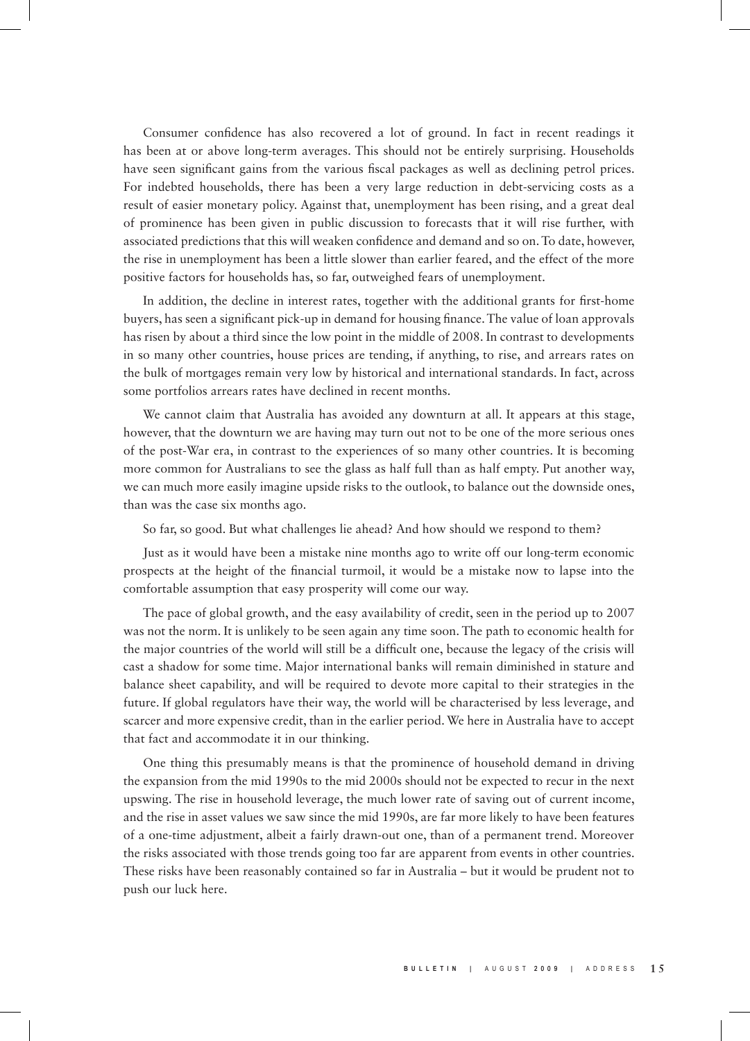Consumer confidence has also recovered a lot of ground. In fact in recent readings it has been at or above long-term averages. This should not be entirely surprising. Households have seen significant gains from the various fiscal packages as well as declining petrol prices. For indebted households, there has been a very large reduction in debt-servicing costs as a result of easier monetary policy. Against that, unemployment has been rising, and a great deal of prominence has been given in public discussion to forecasts that it will rise further, with associated predictions that this will weaken confidence and demand and so on. To date, however, the rise in unemployment has been a little slower than earlier feared, and the effect of the more positive factors for households has, so far, outweighed fears of unemployment.

In addition, the decline in interest rates, together with the additional grants for first-home buyers, has seen a significant pick-up in demand for housing finance. The value of loan approvals has risen by about a third since the low point in the middle of 2008. In contrast to developments in so many other countries, house prices are tending, if anything, to rise, and arrears rates on the bulk of mortgages remain very low by historical and international standards. In fact, across some portfolios arrears rates have declined in recent months.

We cannot claim that Australia has avoided any downturn at all. It appears at this stage, however, that the downturn we are having may turn out not to be one of the more serious ones of the post-War era, in contrast to the experiences of so many other countries. It is becoming more common for Australians to see the glass as half full than as half empty. Put another way, we can much more easily imagine upside risks to the outlook, to balance out the downside ones, than was the case six months ago.

So far, so good. But what challenges lie ahead? And how should we respond to them?

Just as it would have been a mistake nine months ago to write off our long-term economic prospects at the height of the financial turmoil, it would be a mistake now to lapse into the comfortable assumption that easy prosperity will come our way.

The pace of global growth, and the easy availability of credit, seen in the period up to 2007 was not the norm. It is unlikely to be seen again any time soon. The path to economic health for the major countries of the world will still be a difficult one, because the legacy of the crisis will cast a shadow for some time. Major international banks will remain diminished in stature and balance sheet capability, and will be required to devote more capital to their strategies in the future. If global regulators have their way, the world will be characterised by less leverage, and scarcer and more expensive credit, than in the earlier period. We here in Australia have to accept that fact and accommodate it in our thinking.

One thing this presumably means is that the prominence of household demand in driving the expansion from the mid 1990s to the mid 2000s should not be expected to recur in the next upswing. The rise in household leverage, the much lower rate of saving out of current income, and the rise in asset values we saw since the mid 1990s, are far more likely to have been features of a one-time adjustment, albeit a fairly drawn-out one, than of a permanent trend. Moreover the risks associated with those trends going too far are apparent from events in other countries. These risks have been reasonably contained so far in Australia – but it would be prudent not to push our luck here.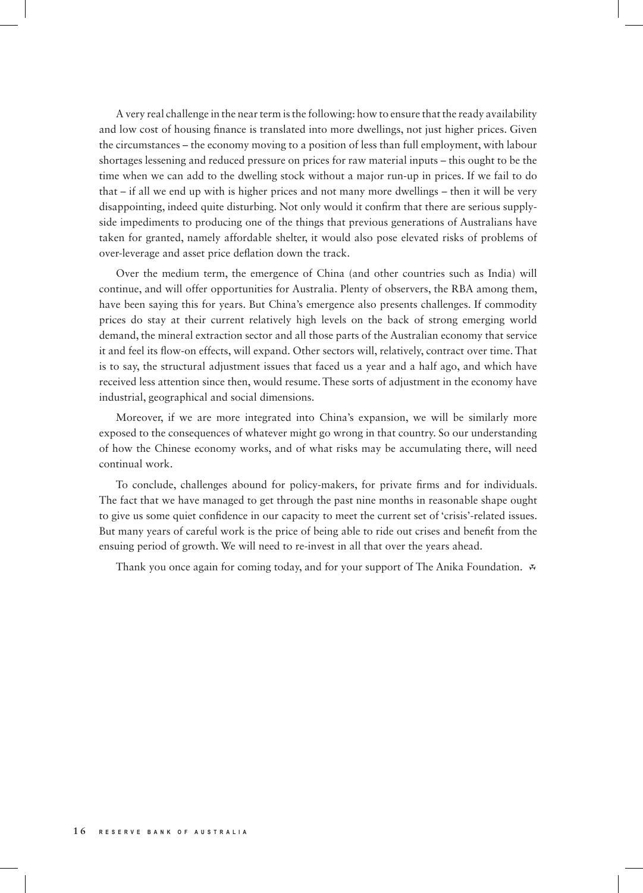A very real challenge in the near term is the following: how to ensure that the ready availability and low cost of housing finance is translated into more dwellings, not just higher prices. Given the circumstances – the economy moving to a position of less than full employment, with labour shortages lessening and reduced pressure on prices for raw material inputs – this ought to be the time when we can add to the dwelling stock without a major run-up in prices. If we fail to do that – if all we end up with is higher prices and not many more dwellings – then it will be very disappointing, indeed quite disturbing. Not only would it confirm that there are serious supply-side impediments to producing one of the things that previous generations of Australians have taken for granted, namely affordable shelter, it would also pose elevated risks of problems of over-leverage and asset price deflation down the track.

Over the medium term, the emergence of China (and other countries such as India) will continue, and will offer opportunities for Australia. Plenty of observers, the RBA among them, have been saying this for years. But China's emergence also presents challenges. If commodity prices do stay at their current relatively high levels on the back of strong emerging world demand, the mineral extraction sector and all those parts of the Australian economy that service it and feel its flow-on effects, will expand. Other sectors will, relatively, contract over time. That is to say, the structural adjustment issues that faced us a year and a half ago, and which have received less attention since then, would resume. These sorts of adjustment in the economy have industrial, geographical and social dimensions.

Moreover, if we are more integrated into China's expansion, we will be similarly more exposed to the consequences of whatever might go wrong in that country. So our understanding of how the Chinese economy works, and of what risks may be accumulating there, will need continual work.

To conclude, challenges abound for policy-makers, for private firms and for individuals. The fact that we have managed to get through the past nine months in reasonable shape ought to give us some quiet confidence in our capacity to meet the current set of 'crisis'-related issues. But many years of careful work is the price of being able to ride out crises and benefit from the ensuing period of growth. We will need to re-invest in all that over the years ahead.

Thank you once again for coming today, and for your support of The Anika Foundation.